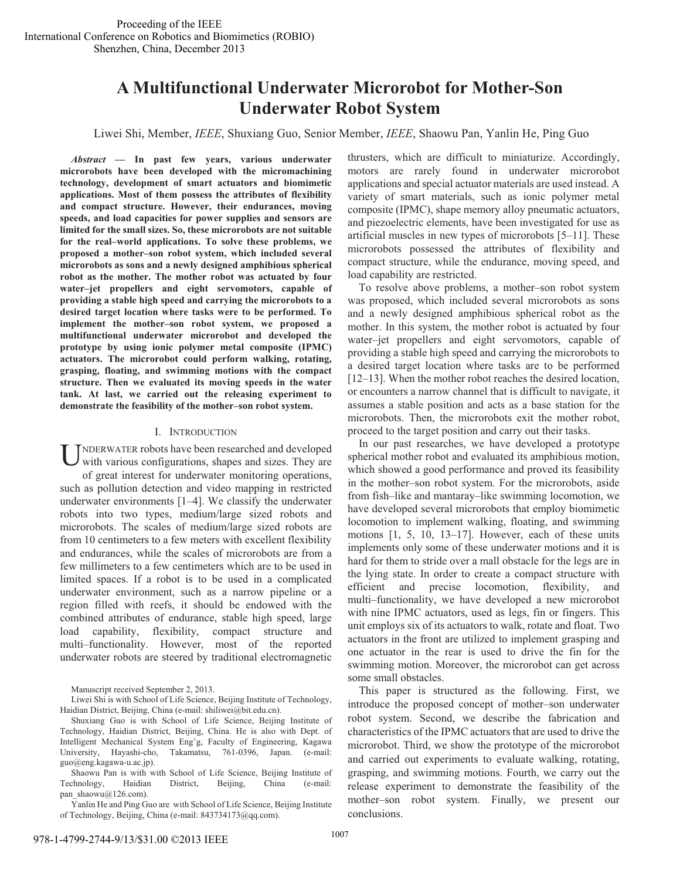Proceeding of the IEEE
International Conference on Robotics and Biomimetics (ROBIO)
Shenzhen, China, December 2013

# A Multifunctional Underwater Microrobot for Mother-Son Underwater Robot System

Liwei Shi, Member, *IEEE*, Shuxiang Guo, Senior Member, *IEEE*, Shaowu Pan, Yanlin He, Ping Guo

***Abstract* — In past few years, various underwater microrobots have been developed with the micromachining technology, development of smart actuators and biomimetic applications. Most of them possess the attributes of flexibility and compact structure. However, their endurances, moving speeds, and load capacities for power supplies and sensors are limited for the small sizes. So, these microrobots are not suitable for the real–world applications. To solve these problems, we proposed a mother–son robot system, which included several microrobots as sons and a newly designed amphibious spherical robot as the mother. The mother robot was actuated by four water–jet propellers and eight servomotors, capable of providing a stable high speed and carrying the microrobots to a desired target location where tasks were to be performed. To implement the mother–son robot system, we proposed a multifunctional underwater microrobot and developed the prototype by using ionic polymer metal composite (IPMC) actuators. The microrobot could perform walking, rotating, grasping, floating, and swimming motions with the compact structure. Then we evaluated its moving speeds in the water tank. At last, we carried out the releasing experiment to demonstrate the feasibility of the mother–son robot system.**

## I. Introduction

UNDERWATER robots have been researched and developed with various configurations, shapes and sizes. They are of great interest for underwater monitoring operations, such as pollution detection and video mapping in restricted underwater environments [1–4]. We classify the underwater robots into two types, medium/large sized robots and microrobots. The scales of medium/large sized robots are from 10 centimeters to a few meters with excellent flexibility and endurances, while the scales of microrobots are from a few millimeters to a few centimeters which are to be used in limited spaces. If a robot is to be used in a complicated underwater environment, such as a narrow pipeline or a region filled with reefs, it should be endowed with the combined attributes of endurance, stable high speed, large load capability, flexibility, compact structure and multi–functionality. However, most of the reported underwater robots are steered by traditional electromagnetic thrusters, which are difficult to miniaturize. Accordingly, motors are rarely found in underwater microrobot applications and special actuator materials are used instead. A variety of smart materials, such as ionic polymer metal composite (IPMC), shape memory alloy pneumatic actuators, and piezoelectric elements, have been investigated for use as artificial muscles in new types of microrobots [5–11]. These microrobots possessed the attributes of flexibility and compact structure, while the endurance, moving speed, and load capability are restricted.

To resolve above problems, a mother–son robot system was proposed, which included several microrobots as sons and a newly designed amphibious spherical robot as the mother. In this system, the mother robot is actuated by four water–jet propellers and eight servomotors, capable of providing a stable high speed and carrying the microrobots to a desired target location where tasks are to be performed [12–13]. When the mother robot reaches the desired location, or encounters a narrow channel that is difficult to navigate, it assumes a stable position and acts as a base station for the microrobots. Then, the microrobots exit the mother robot, proceed to the target position and carry out their tasks.

In our past researches, we have developed a prototype spherical mother robot and evaluated its amphibious motion, which showed a good performance and proved its feasibility in the mother–son robot system. For the microrobots, aside from fish–like and mantaray–like swimming locomotion, we have developed several microrobots that employ biomimetic locomotion to implement walking, floating, and swimming motions [1, 5, 10, 13–17]. However, each of these units implements only some of these underwater motions and it is hard for them to stride over a mall obstacle for the legs are in the lying state. In order to create a compact structure with efficient and precise locomotion, flexibility, and multi–functionality, we have developed a new microrobot with nine IPMC actuators, used as legs, fin or fingers. This unit employs six of its actuators to walk, rotate and float. Two actuators in the front are utilized to implement grasping and one actuator in the rear is used to drive the fin for the swimming motion. Moreover, the microrobot can get across some small obstacles.

This paper is structured as the following. First, we introduce the proposed concept of mother–son underwater robot system. Second, we describe the fabrication and characteristics of the IPMC actuators that are used to drive the microrobot. Third, we show the prototype of the microrobot and carried out experiments to evaluate walking, rotating, grasping, and swimming motions. Fourth, we carry out the release experiment to demonstrate the feasibility of the mother–son robot system. Finally, we present our conclusions.

---

Manuscript received September 2, 2013.

Liwei Shi is with School of Life Science, Beijing Institute of Technology, Haidian District, Beijing, China (e-mail: shiliwei@bit.edu.cn).

Shuxiang Guo is with School of Life Science, Beijing Institute of Technology, Haidian District, Beijing, China. He is also with Dept. of Intelligent Mechanical System Eng'g, Faculty of Engineering, Kagawa University, Hayashi-cho, Takamatsu, 761-0396, Japan. (e-mail: guo@eng.kagawa-u.ac.jp).

Shaowu Pan is with with School of Life Science, Beijing Institute of Technology, Haidian District, Beijing, China (e-mail: pan_shaowu@126.com).

Yanlin He and Ping Guo are with School of Life Science, Beijing Institute of Technology, Beijing, China (e-mail: 843734173@qq.com).

978-1-4799-2744-9/13/$31.00 ©2013 IEEE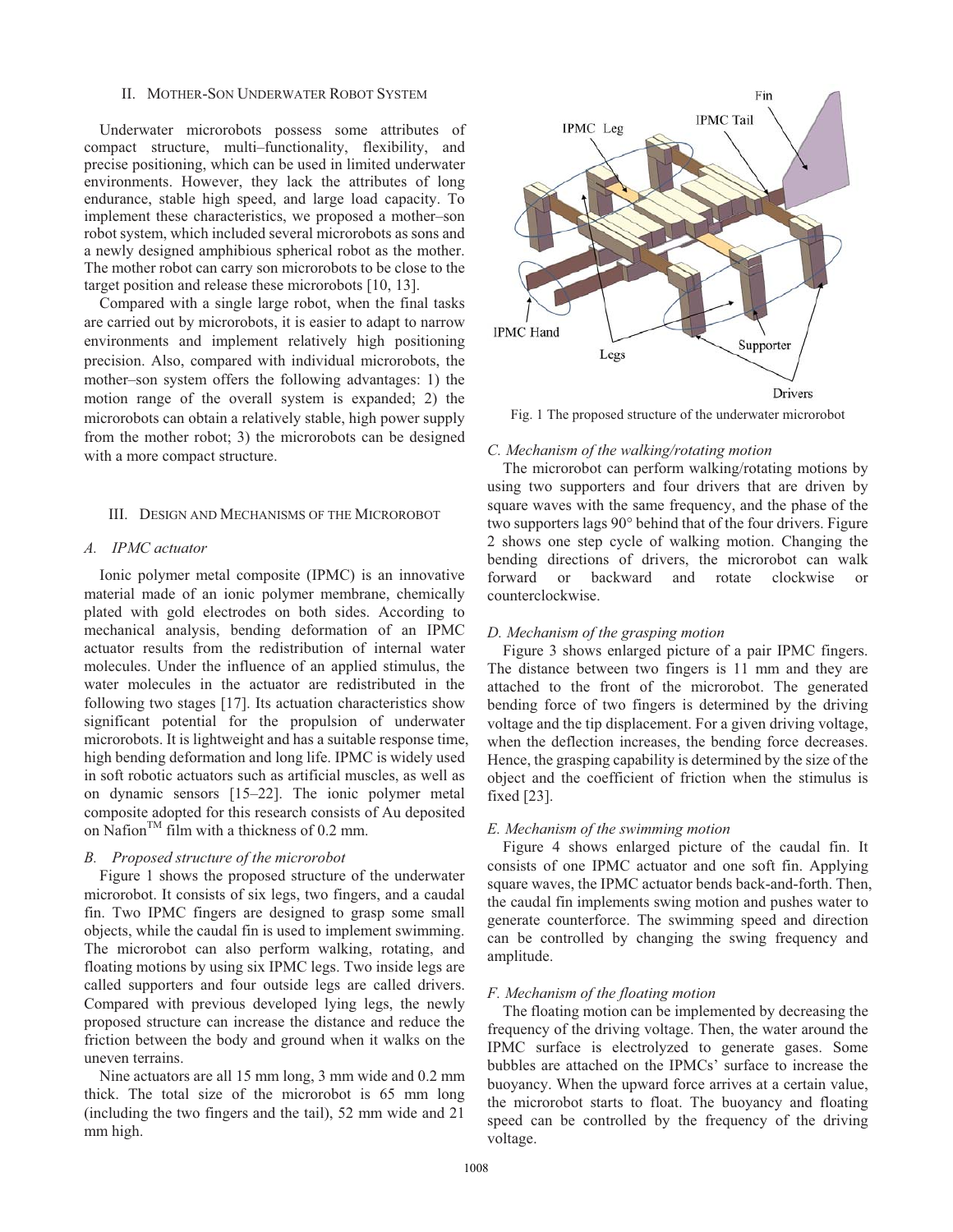## II. Mother-Son Underwater Robot System

Underwater microrobots possess some attributes of compact structure, multi–functionality, flexibility, and precise positioning, which can be used in limited underwater environments. However, they lack the attributes of long endurance, stable high speed, and large load capacity. To implement these characteristics, we proposed a mother–son robot system, which included several microrobots as sons and a newly designed amphibious spherical robot as the mother. The mother robot can carry son microrobots to be close to the target position and release these microrobots [10, 13].

Compared with a single large robot, when the final tasks are carried out by microrobots, it is easier to adapt to narrow environments and implement relatively high positioning precision. Also, compared with individual microrobots, the mother–son system offers the following advantages: 1) the motion range of the overall system is expanded; 2) the microrobots can obtain a relatively stable, high power supply from the mother robot; 3) the microrobots can be designed with a more compact structure.

## III. Design and Mechanisms of the Microrobot

### A. IPMC actuator

Ionic polymer metal composite (IPMC) is an innovative material made of an ionic polymer membrane, chemically plated with gold electrodes on both sides. According to mechanical analysis, bending deformation of an IPMC actuator results from the redistribution of internal water molecules. Under the influence of an applied stimulus, the water molecules in the actuator are redistributed in the following two stages [17]. Its actuation characteristics show significant potential for the propulsion of underwater microrobots. It is lightweight and has a suitable response time, high bending deformation and long life. IPMC is widely used in soft robotic actuators such as artificial muscles, as well as on dynamic sensors [15–22]. The ionic polymer metal composite adopted for this research consists of Au deposited on Nafion™ film with a thickness of 0.2 mm.

### B. Proposed structure of the microrobot

Figure 1 shows the proposed structure of the underwater microrobot. It consists of six legs, two fingers, and a caudal fin. Two IPMC fingers are designed to grasp some small objects, while the caudal fin is used to implement swimming. The microrobot can also perform walking, rotating, and floating motions by using six IPMC legs. Two inside legs are called supporters and four outside legs are called drivers. Compared with previous developed lying legs, the newly proposed structure can increase the distance and reduce the friction between the body and ground when it walks on the uneven terrains.

Nine actuators are all 15 mm long, 3 mm wide and 0.2 mm thick. The total size of the microrobot is 65 mm long (including the two fingers and the tail), 52 mm wide and 21 mm high.

Fig. 1 The proposed structure of the underwater microrobot

### C. Mechanism of the walking/rotating motion

The microrobot can perform walking/rotating motions by using two supporters and four drivers that are driven by square waves with the same frequency, and the phase of the two supporters lags 90° behind that of the four drivers. Figure 2 shows one step cycle of walking motion. Changing the bending directions of drivers, the microrobot can walk forward or backward and rotate clockwise or counterclockwise.

### D. Mechanism of the grasping motion

Figure 3 shows enlarged picture of a pair IPMC fingers. The distance between two fingers is 11 mm and they are attached to the front of the microrobot. The generated bending force of two fingers is determined by the driving voltage and the tip displacement. For a given driving voltage, when the deflection increases, the bending force decreases. Hence, the grasping capability is determined by the size of the object and the coefficient of friction when the stimulus is fixed [23].

### E. Mechanism of the swimming motion

Figure 4 shows enlarged picture of the caudal fin. It consists of one IPMC actuator and one soft fin. Applying square waves, the IPMC actuator bends back-and-forth. Then, the caudal fin implements swing motion and pushes water to generate counterforce. The swimming speed and direction can be controlled by changing the swing frequency and amplitude.

### F. Mechanism of the floating motion

The floating motion can be implemented by decreasing the frequency of the driving voltage. Then, the water around the IPMC surface is electrolyzed to generate gases. Some bubbles are attached on the IPMCs' surface to increase the buoyancy. When the upward force arrives at a certain value, the microrobot starts to float. The buoyancy and floating speed can be controlled by the frequency of the driving voltage.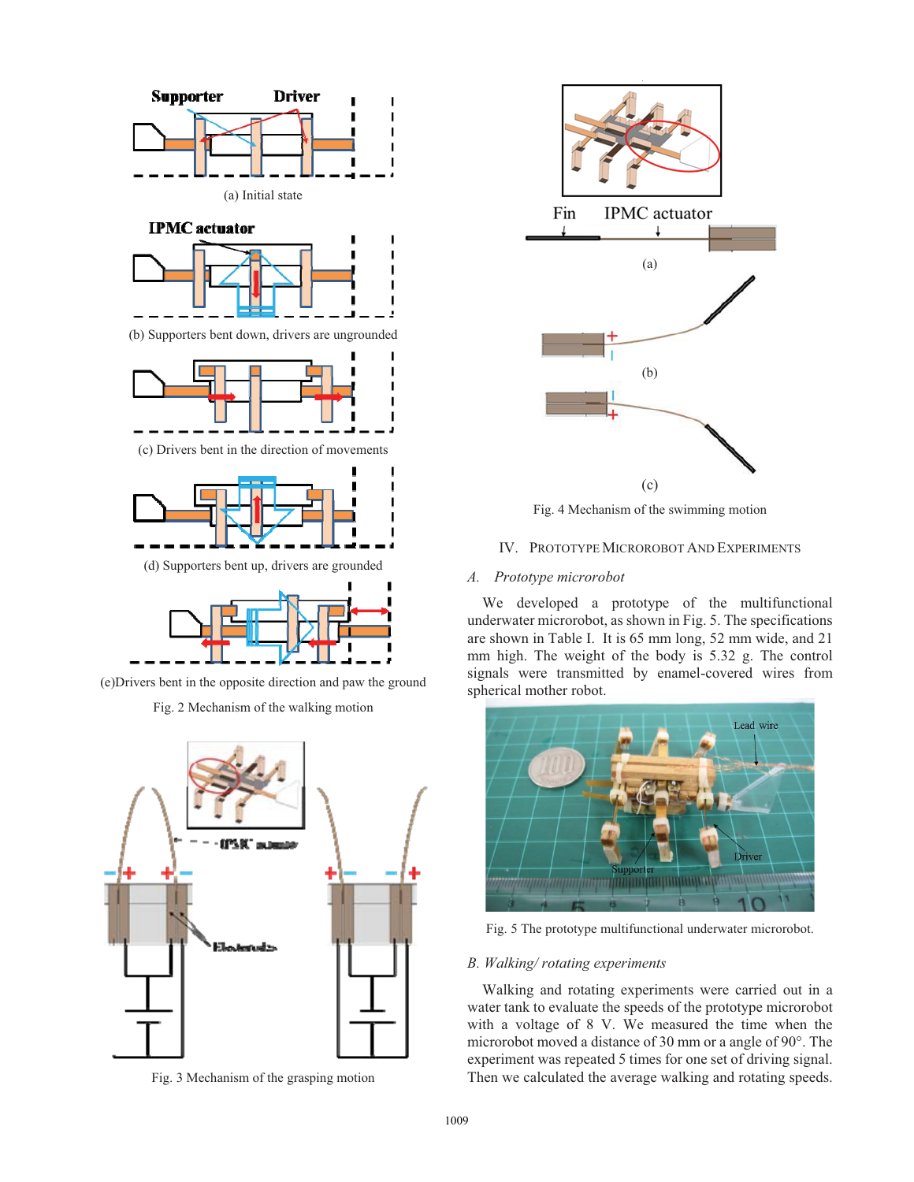(a) Initial state

(b) Supporters bent down, drivers are ungrounded

(c) Drivers bent in the direction of movements

(d) Supporters bent up, drivers are grounded

(e)Drivers bent in the opposite direction and paw the ground

Fig. 2 Mechanism of the walking motion

Fig. 3 Mechanism of the grasping motion

(a)

(b)

(c)

Fig. 4 Mechanism of the swimming motion

## IV. Prototype Microrobot And Experiments

### *A. Prototype microrobot*

We developed a prototype of the multifunctional underwater microrobot, as shown in Fig. 5. The specifications are shown in Table I. It is 65 mm long, 52 mm wide, and 21 mm high. The weight of the body is 5.32 g. The control signals were transmitted by enamel-covered wires from spherical mother robot.

Fig. 5 The prototype multifunctional underwater microrobot.

### *B. Walking/ rotating experiments*

Walking and rotating experiments were carried out in a water tank to evaluate the speeds of the prototype microrobot with a voltage of 8 V. We measured the time when the microrobot moved a distance of 30 mm or a angle of 90°. The experiment was repeated 5 times for one set of driving signal. Then we calculated the average walking and rotating speeds.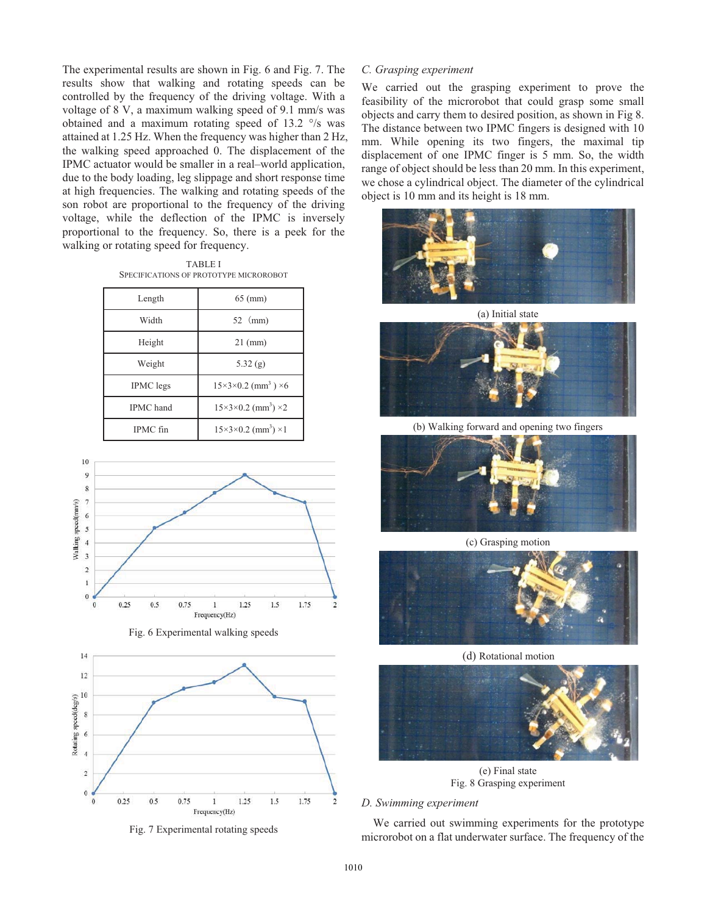The experimental results are shown in Fig. 6 and Fig. 7. The results show that walking and rotating speeds can be controlled by the frequency of the driving voltage. With a voltage of 8 V, a maximum walking speed of 9.1 mm/s was obtained and a maximum rotating speed of 13.2 °/s was attained at 1.25 Hz. When the frequency was higher than 2 Hz, the walking speed approached 0. The displacement of the IPMC actuator would be smaller in a real–world application, due to the body loading, leg slippage and short response time at high frequencies. The walking and rotating speeds of the son robot are proportional to the frequency of the driving voltage, while the deflection of the IPMC is inversely proportional to the frequency. So, there is a peek for the walking or rotating speed for frequency.

TABLE I
SPECIFICATIONS OF PROTOTYPE MICROROBOT

| | |
|---|---|
| Length | 65 (mm) |
| Width | 52 (mm) |
| Height | 21 (mm) |
| Weight | 5.32 (g) |
| IPMC legs | 15×3×0.2 ($mm^3$) ×6 |
| IPMC hand | 15×3×0.2 ($mm^3$) ×2 |
| IPMC fin | 15×3×0.2 ($mm^3$) ×1 |

Fig. 6 Experimental walking speeds

Fig. 7 Experimental rotating speeds

*C. Grasping experiment*

We carried out the grasping experiment to prove the feasibility of the microrobot that could grasp some small objects and carry them to desired position, as shown in Fig 8. The distance between two IPMC fingers is designed with 10 mm. While opening its two fingers, the maximal tip displacement of one IPMC finger is 5 mm. So, the width range of object should be less than 20 mm. In this experiment, we chose a cylindrical object. The diameter of the cylindrical object is 10 mm and its height is 18 mm.

(a) Initial state

(b) Walking forward and opening two fingers

(c) Grasping motion

(d) Rotational motion

(e) Final state

Fig. 8 Grasping experiment

*D. Swimming experiment*

We carried out swimming experiments for the prototype microrobot on a flat underwater surface. The frequency of the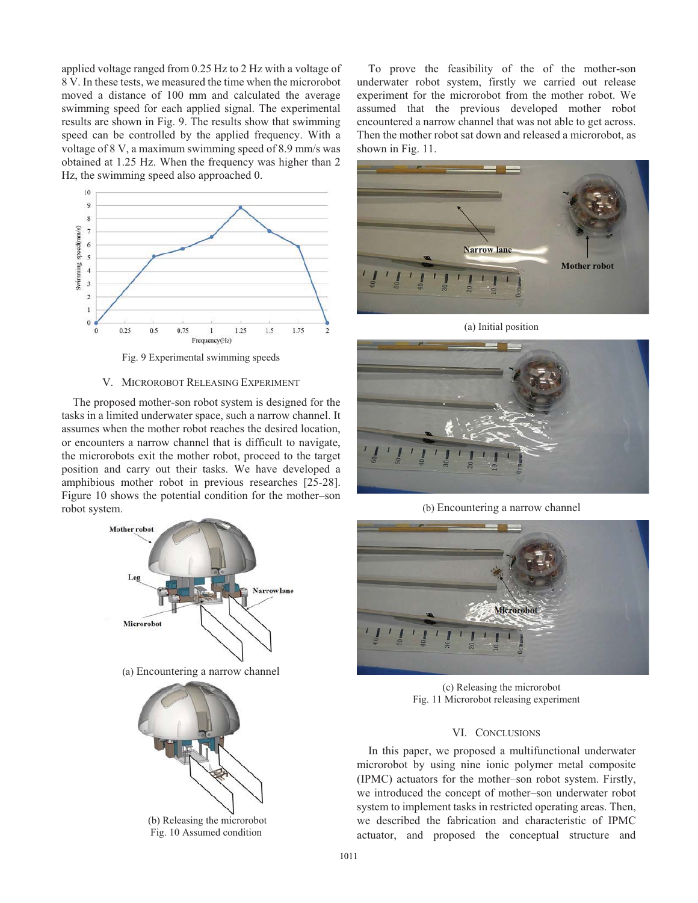applied voltage ranged from 0.25 Hz to 2 Hz with a voltage of 8 V. In these tests, we measured the time when the microrobot moved a distance of 100 mm and calculated the average swimming speed for each applied signal. The experimental results are shown in Fig. 9. The results show that swimming speed can be controlled by the applied frequency. With a voltage of 8 V, a maximum swimming speed of 8.9 mm/s was obtained at 1.25 Hz. When the frequency was higher than 2 Hz, the swimming speed also approached 0.

Fig. 9 Experimental swimming speeds

## V. Microrobot Releasing Experiment

The proposed mother-son robot system is designed for the tasks in a limited underwater space, such a narrow channel. It assumes when the mother robot reaches the desired location, or encounters a narrow channel that is difficult to navigate, the microrobots exit the mother robot, proceed to the target position and carry out their tasks. We have developed a amphibious mother robot in previous researches [25-28]. Figure 10 shows the potential condition for the mother–son robot system.

(a) Encountering a narrow channel

(b) Releasing the microrobot
Fig. 10 Assumed condition

To prove the feasibility of the of the mother-son underwater robot system, firstly we carried out release experiment for the microrobot from the mother robot. We assumed that the previous developed mother robot encountered a narrow channel that was not able to get across. Then the mother robot sat down and released a microrobot, as shown in Fig. 11.

(a) Initial position

(b) Encountering a narrow channel

(c) Releasing the microrobot
Fig. 11 Microrobot releasing experiment

## VI. Conclusions

In this paper, we proposed a multifunctional underwater microrobot by using nine ionic polymer metal composite (IPMC) actuators for the mother–son robot system. Firstly, we introduced the concept of mother–son underwater robot system to implement tasks in restricted operating areas. Then, we described the fabrication and characteristic of IPMC actuator, and proposed the conceptual structure and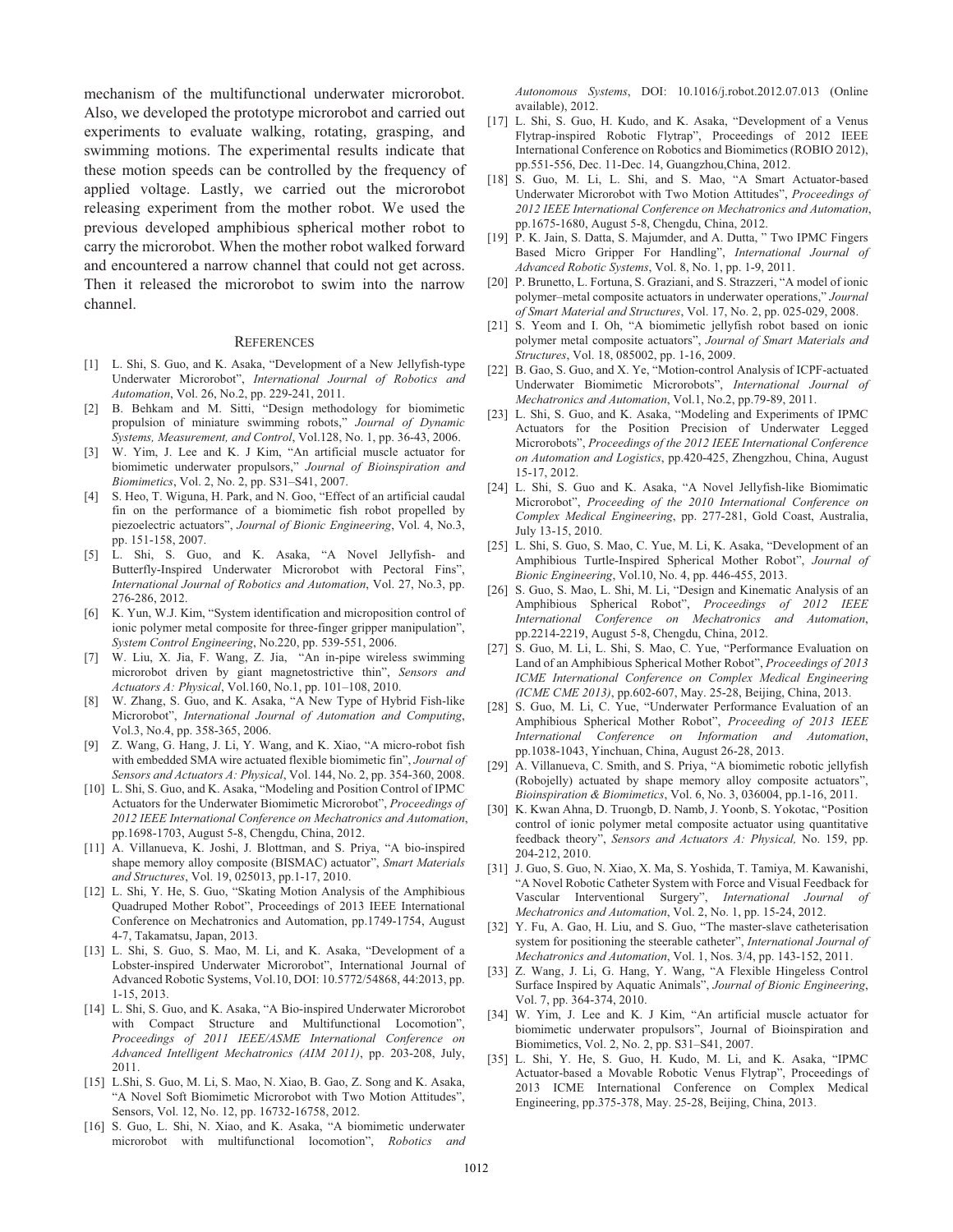mechanism of the multifunctional underwater microrobot. Also, we developed the prototype microrobot and carried out experiments to evaluate walking, rotating, grasping, and swimming motions. The experimental results indicate that these motion speeds can be controlled by the frequency of applied voltage. Lastly, we carried out the microrobot releasing experiment from the mother robot. We used the previous developed amphibious spherical mother robot to carry the microrobot. When the mother robot walked forward and encountered a narrow channel that could not get across. Then it released the microrobot to swim into the narrow channel.

## REFERENCES

[1] L. Shi, S. Guo, and K. Asaka, "Development of a New Jellyfish-type Underwater Microrobot", *International Journal of Robotics and Automation*, Vol. 26, No.2, pp. 229-241, 2011.

[2] B. Behkam and M. Sitti, "Design methodology for biomimetic propulsion of miniature swimming robots," *Journal of Dynamic Systems, Measurement, and Control*, Vol.128, No. 1, pp. 36-43, 2006.

[3] W. Yim, J. Lee and K. J Kim, "An artificial muscle actuator for biomimetic underwater propulsors," *Journal of Bioinspiration and Biomimetics*, Vol. 2, No. 2, pp. S31–S41, 2007.

[4] S. Heo, T. Wiguna, H. Park, and N. Goo, "Effect of an artificial caudal fin on the performance of a biomimetic fish robot propelled by piezoelectric actuators", *Journal of Bionic Engineering*, Vol. 4, No.3, pp. 151-158, 2007.

[5] L. Shi, S. Guo, and K. Asaka, "A Novel Jellyfish- and Butterfly-Inspired Underwater Microrobot with Pectoral Fins", *International Journal of Robotics and Automation*, Vol. 27, No.3, pp. 276-286, 2012.

[6] K. Yun, W.J. Kim, "System identification and microposition control of ionic polymer metal composite for three-finger gripper manipulation", *System Control Engineering*, No.220, pp. 539-551, 2006.

[7] W. Liu, X. Jia, F. Wang, Z. Jia, "An in-pipe wireless swimming microrobot driven by giant magnetostrictive thin", *Sensors and Actuators A: Physical*, Vol.160, No.1, pp. 101–108, 2010.

[8] W. Zhang, S. Guo, and K. Asaka, "A New Type of Hybrid Fish-like Microrobot", *International Journal of Automation and Computing*, Vol.3, No.4, pp. 358-365, 2006.

[9] Z. Wang, G. Hang, J. Li, Y. Wang, and K. Xiao, "A micro-robot fish with embedded SMA wire actuated flexible biomimetic fin", *Journal of Sensors and Actuators A: Physical*, Vol. 144, No. 2, pp. 354-360, 2008.

[10] L. Shi, S. Guo, and K. Asaka, "Modeling and Position Control of IPMC Actuators for the Underwater Biomimetic Microrobot", *Proceedings of 2012 IEEE International Conference on Mechatronics and Automation*, pp.1698-1703, August 5-8, Chengdu, China, 2012.

[11] A. Villanueva, K. Joshi, J. Blottman, and S. Priya, "A bio-inspired shape memory alloy composite (BISMAC) actuator", *Smart Materials and Structures*, Vol. 19, 025013, pp.1-17, 2010.

[12] L. Shi, Y. He, S. Guo, "Skating Motion Analysis of the Amphibious Quadruped Mother Robot", Proceedings of 2013 IEEE International Conference on Mechatronics and Automation, pp.1749-1754, August 4-7, Takamatsu, Japan, 2013.

[13] L. Shi, S. Guo, S. Mao, M. Li, and K. Asaka, "Development of a Lobster-inspired Underwater Microrobot", International Journal of Advanced Robotic Systems, Vol.10, DOI: 10.5772/54868, 44:2013, pp. 1-15, 2013.

[14] L. Shi, S. Guo, and K. Asaka, "A Bio-inspired Underwater Microrobot with Compact Structure and Multifunctional Locomotion", *Proceedings of 2011 IEEE/ASME International Conference on Advanced Intelligent Mechatronics (AIM 2011)*, pp. 203-208, July, 2011.

[15] L.Shi, S. Guo, M. Li, S. Mao, N. Xiao, B. Gao, Z. Song and K. Asaka, "A Novel Soft Biomimetic Microrobot with Two Motion Attitudes", Sensors, Vol. 12, No. 12, pp. 16732-16758, 2012.

[16] S. Guo, L. Shi, N. Xiao, and K. Asaka, "A biomimetic underwater microrobot with multifunctional locomotion", *Robotics and Autonomous Systems*, DOI: 10.1016/j.robot.2012.07.013 (Online available), 2012.

[17] L. Shi, S. Guo, H. Kudo, and K. Asaka, "Development of a Venus Flytrap-inspired Robotic Flytrap", Proceedings of 2012 IEEE International Conference on Robotics and Biomimetics (ROBIO 2012), pp.551-556, Dec. 11-Dec. 14, Guangzhou,China, 2012.

[18] S. Guo, M. Li, L. Shi, and S. Mao, "A Smart Actuator-based Underwater Microrobot with Two Motion Attitudes", *Proceedings of 2012 IEEE International Conference on Mechatronics and Automation*, pp.1675-1680, August 5-8, Chengdu, China, 2012.

[19] P. K. Jain, S. Datta, S. Majumder, and A. Dutta, " Two IPMC Fingers Based Micro Gripper For Handling", *International Journal of Advanced Robotic Systems*, Vol. 8, No. 1, pp. 1-9, 2011.

[20] P. Brunetto, L. Fortuna, S. Graziani, and S. Strazzeri, "A model of ionic polymer–metal composite actuators in underwater operations," *Journal of Smart Material and Structures*, Vol. 17, No. 2, pp. 025-029, 2008.

[21] S. Yeom and I. Oh, "A biomimetic jellyfish robot based on ionic polymer metal composite actuators", *Journal of Smart Materials and Structures*, Vol. 18, 085002, pp. 1-16, 2009.

[22] B. Gao, S. Guo, and X. Ye, "Motion-control Analysis of ICPF-actuated Underwater Biomimetic Microrobots", *International Journal of Mechatronics and Automation*, Vol.1, No.2, pp.79-89, 2011.

[23] L. Shi, S. Guo, and K. Asaka, "Modeling and Experiments of IPMC Actuators for the Position Precision of Underwater Legged Microrobots", *Proceedings of the 2012 IEEE International Conference on Automation and Logistics*, pp.420-425, Zhengzhou, China, August 15-17, 2012.

[24] L. Shi, S. Guo and K. Asaka, "A Novel Jellyfish-like Biomimatic Microrobot", *Proceeding of the 2010 International Conference on Complex Medical Engineering*, pp. 277-281, Gold Coast, Australia, July 13-15, 2010.

[25] L. Shi, S. Guo, S. Mao, C. Yue, M. Li, K. Asaka, "Development of an Amphibious Turtle-Inspired Spherical Mother Robot", *Journal of Bionic Engineering*, Vol.10, No. 4, pp. 446-455, 2013.

[26] S. Guo, S. Mao, L. Shi, M. Li, "Design and Kinematic Analysis of an Amphibious Spherical Robot", *Proceedings of 2012 IEEE International Conference on Mechatronics and Automation*, pp.2214-2219, August 5-8, Chengdu, China, 2012.

[27] S. Guo, M. Li, L. Shi, S. Mao, C. Yue, "Performance Evaluation on Land of an Amphibious Spherical Mother Robot", *Proceedings of 2013 ICME International Conference on Complex Medical Engineering (ICME CME 2013)*, pp.602-607, May. 25-28, Beijing, China, 2013.

[28] S. Guo, M. Li, C. Yue, "Underwater Performance Evaluation of an Amphibious Spherical Mother Robot", *Proceeding of 2013 IEEE International Conference on Information and Automation*, pp.1038-1043, Yinchuan, China, August 26-28, 2013.

[29] A. Villanueva, C. Smith, and S. Priya, "A biomimetic robotic jellyfish (Robojelly) actuated by shape memory alloy composite actuators", *Bioinspiration & Biomimetics*, Vol. 6, No. 3, 036004, pp.1-16, 2011.

[30] K. Kwan Ahna, D. Truongb, D. Namb, J. Yoonb, S. Yokotac, "Position control of ionic polymer metal composite actuator using quantitative feedback theory", *Sensors and Actuators A: Physical,* No. 159, pp. 204-212, 2010.

[31] J. Guo, S. Guo, N. Xiao, X. Ma, S. Yoshida, T. Tamiya, M. Kawanishi, "A Novel Robotic Catheter System with Force and Visual Feedback for Vascular Interventional Surgery", *International Journal of Mechatronics and Automation*, Vol. 2, No. 1, pp. 15-24, 2012.

[32] Y. Fu, A. Gao, H. Liu, and S. Guo, "The master-slave catheterisation system for positioning the steerable catheter", *International Journal of Mechatronics and Automation*, Vol. 1, Nos. 3/4, pp. 143-152, 2011.

[33] Z. Wang, J. Li, G. Hang, Y. Wang, "A Flexible Hingeless Control Surface Inspired by Aquatic Animals", *Journal of Bionic Engineering*, Vol. 7, pp. 364-374, 2010.

[34] W. Yim, J. Lee and K. J Kim, "An artificial muscle actuator for biomimetic underwater propulsors", Journal of Bioinspiration and Biomimetics, Vol. 2, No. 2, pp. S31–S41, 2007.

[35] L. Shi, Y. He, S. Guo, H. Kudo, M. Li, and K. Asaka, "IPMC Actuator-based a Movable Robotic Venus Flytrap", Proceedings of 2013 ICME International Conference on Complex Medical Engineering, pp.375-378, May. 25-28, Beijing, China, 2013.